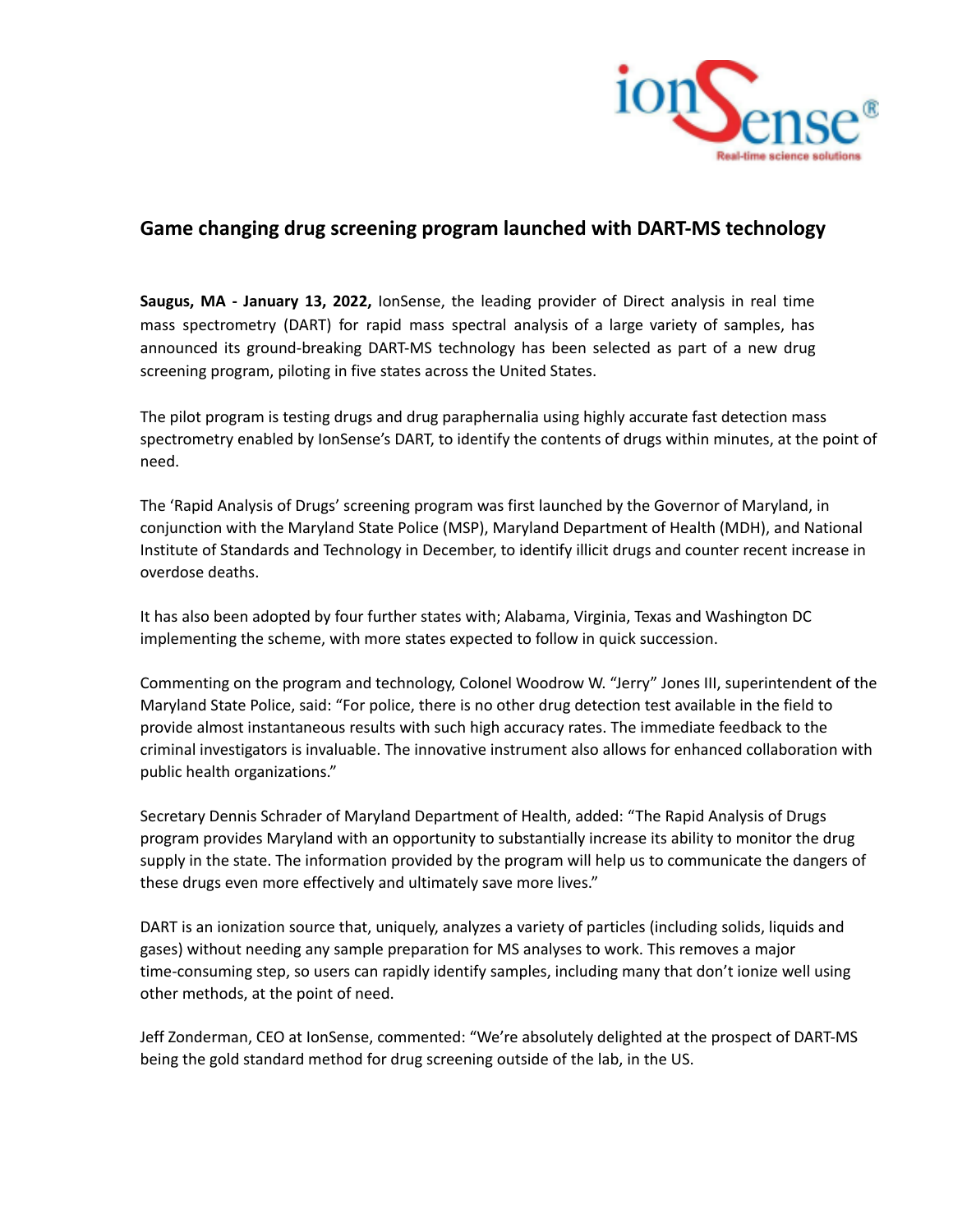# Game changing drug screening program launched with DART-MS technology

**Saugus, MA - January 13, 2022,** IonSense, the leading provider of Direct analysis in real time mass spectrometry (DART) for rapid mass spectral analysis of a large variety of samples, has announced its ground-breaking DART-MS technology has been selected as part of a new drug screening program, piloting in five states across the United States.

The pilot program is testing drugs and drug paraphernalia using highly accurate fast detection mass spectrometry enabled by IonSense's DART, to identify the contents of drugs within minutes, at the point of need.

The 'Rapid Analysis of Drugs' screening program was first launched by the Governor of Maryland, in conjunction with the Maryland State Police (MSP), Maryland Department of Health (MDH), and National Institute of Standards and Technology in December, to identify illicit drugs and counter recent increase in overdose deaths.

It has also been adopted by four further states with; Alabama, Virginia, Texas and Washington DC implementing the scheme, with more states expected to follow in quick succession.

Commenting on the program and technology, Colonel Woodrow W. "Jerry" Jones III, superintendent of the Maryland State Police, said: "For police, there is no other drug detection test available in the field to provide almost instantaneous results with such high accuracy rates. The immediate feedback to the criminal investigators is invaluable. The innovative instrument also allows for enhanced collaboration with public health organizations."

Secretary Dennis Schrader of Maryland Department of Health, added: "The Rapid Analysis of Drugs program provides Maryland with an opportunity to substantially increase its ability to monitor the drug supply in the state. The information provided by the program will help us to communicate the dangers of these drugs even more effectively and ultimately save more lives."

DART is an ionization source that, uniquely, analyzes a variety of particles (including solids, liquids and gases) without needing any sample preparation for MS analyses to work. This removes a major time-consuming step, so users can rapidly identify samples, including many that don't ionize well using other methods, at the point of need.

Jeff Zonderman, CEO at IonSense, commented: "We're absolutely delighted at the prospect of DART-MS being the gold standard method for drug screening outside of the lab, in the US.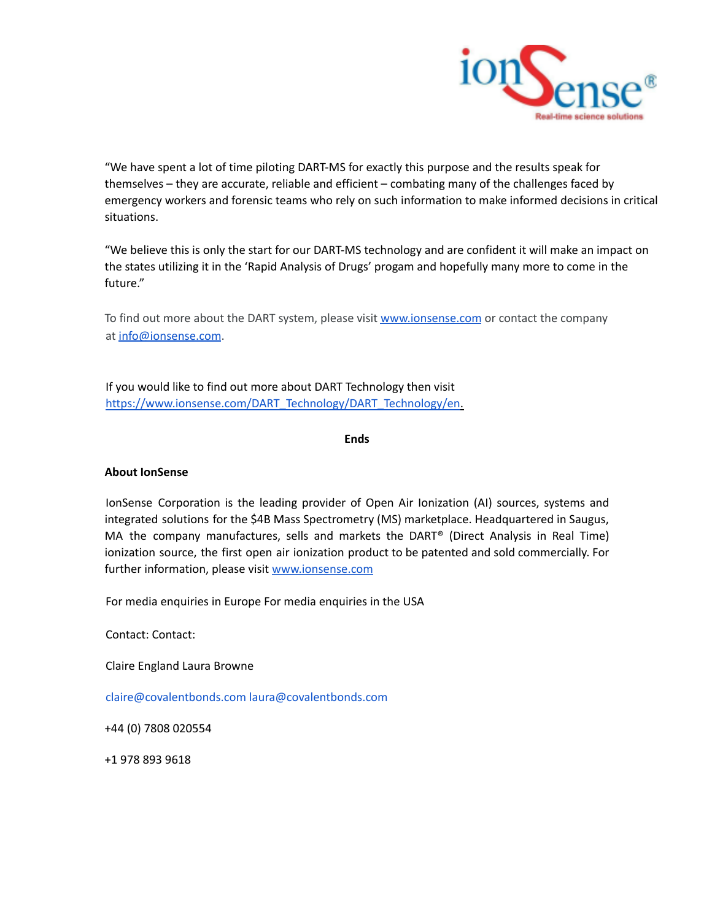"We have spent a lot of time piloting DART-MS for exactly this purpose and the results speak for themselves – they are accurate, reliable and efficient – combating many of the challenges faced by emergency workers and forensic teams who rely on such information to make informed decisions in critical situations.

"We believe this is only the start for our DART-MS technology and are confident it will make an impact on the states utilizing it in the 'Rapid Analysis of Drugs' progam and hopefully many more to come in the future."

To find out more about the DART system, please visit [www.ionsense.com](http://www.ionsense.com) or contact the company at [info@ionsense.com](mailto:info@ionsense.com).

If you would like to find out more about DART Technology then visit [https://www.ionsense.com/DART_Technology/DART_Technology/en](https://www.ionsense.com/DART_Technology/DART_Technology/en).

**Ends**

**About IonSense**

IonSense Corporation is the leading provider of Open Air Ionization (AI) sources, systems and integrated solutions for the $4B Mass Spectrometry (MS) marketplace. Headquartered in Saugus, MA the company manufactures, sells and markets the DART® (Direct Analysis in Real Time) ionization source, the first open air ionization product to be patented and sold commercially. For further information, please visit [www.ionsense.com](http://www.ionsense.com)

For media enquiries in Europe For media enquiries in the USA

Contact: Contact:

Claire England Laura Browne

claire@covalentbonds.com laura@covalentbonds.com

+44 (0) 7808 020554

+1 978 893 9618